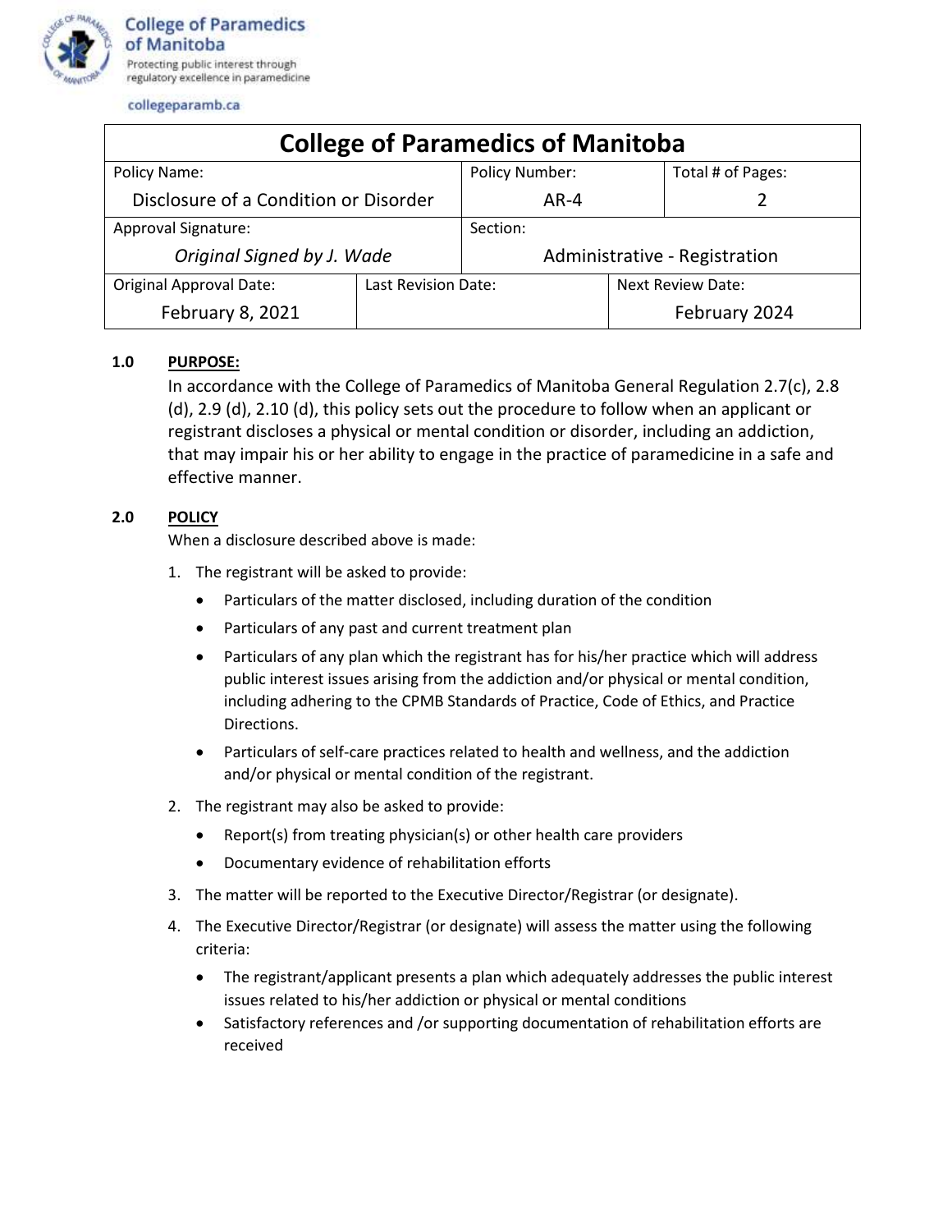College of Paramedics of Manitoba

Protecting public interest through regulatory excellence in paramedicine

collegeparamb.ca

| College of Paramedics of Manitoba | | | |
|---|---|---|---|
| Policy Name: Disclosure of a Condition or Disorder | | Policy Number: AR-4 | Total # of Pages: 2 |
| Approval Signature: *Original Signed by J. Wade* | | Section: Administrative - Registration | |
| Original Approval Date: February 8, 2021 | Last Revision Date: | | Next Review Date: February 2024 |

**1.0 PURPOSE:**

In accordance with the College of Paramedics of Manitoba General Regulation 2.7(c), 2.8 (d), 2.9 (d), 2.10 (d), this policy sets out the procedure to follow when an applicant or registrant discloses a physical or mental condition or disorder, including an addiction, that may impair his or her ability to engage in the practice of paramedicine in a safe and effective manner.

**2.0 POLICY**

When a disclosure described above is made:

1. The registrant will be asked to provide:
   - Particulars of the matter disclosed, including duration of the condition
   - Particulars of any past and current treatment plan
   - Particulars of any plan which the registrant has for his/her practice which will address public interest issues arising from the addiction and/or physical or mental condition, including adhering to the CPMB Standards of Practice, Code of Ethics, and Practice Directions.
   - Particulars of self-care practices related to health and wellness, and the addiction and/or physical or mental condition of the registrant.
2. The registrant may also be asked to provide:
   - Report(s) from treating physician(s) or other health care providers
   - Documentary evidence of rehabilitation efforts
3. The matter will be reported to the Executive Director/Registrar (or designate).
4. The Executive Director/Registrar (or designate) will assess the matter using the following criteria:
   - The registrant/applicant presents a plan which adequately addresses the public interest issues related to his/her addiction or physical or mental conditions
   - Satisfactory references and /or supporting documentation of rehabilitation efforts are received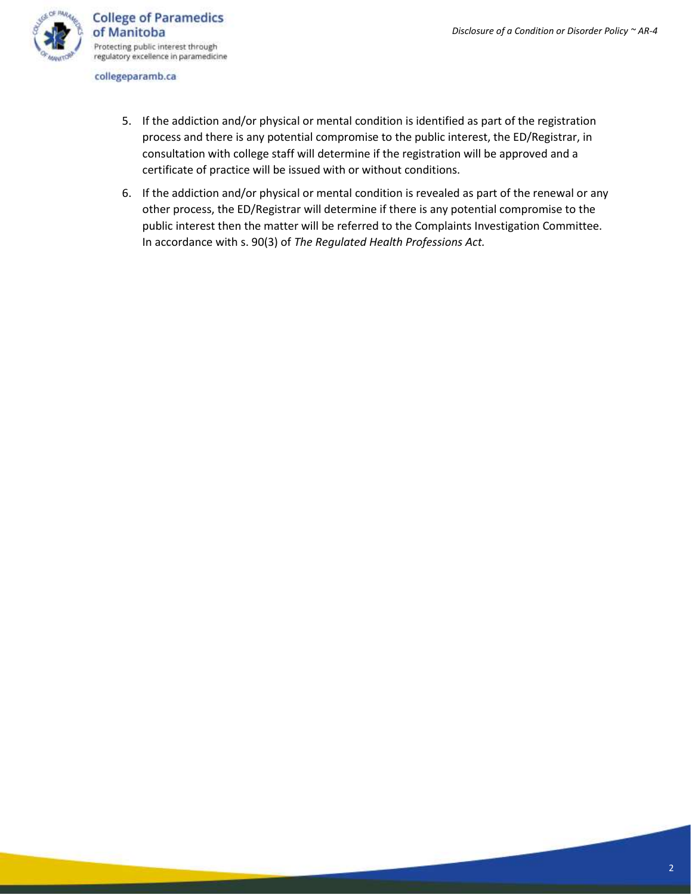5. If the addiction and/or physical or mental condition is identified as part of the registration process and there is any potential compromise to the public interest, the ED/Registrar, in consultation with college staff will determine if the registration will be approved and a certificate of practice will be issued with or without conditions.
6. If the addiction and/or physical or mental condition is revealed as part of the renewal or any other process, the ED/Registrar will determine if there is any potential compromise to the public interest then the matter will be referred to the Complaints Investigation Committee. In accordance with s. 90(3) of *The Regulated Health Professions Act.*